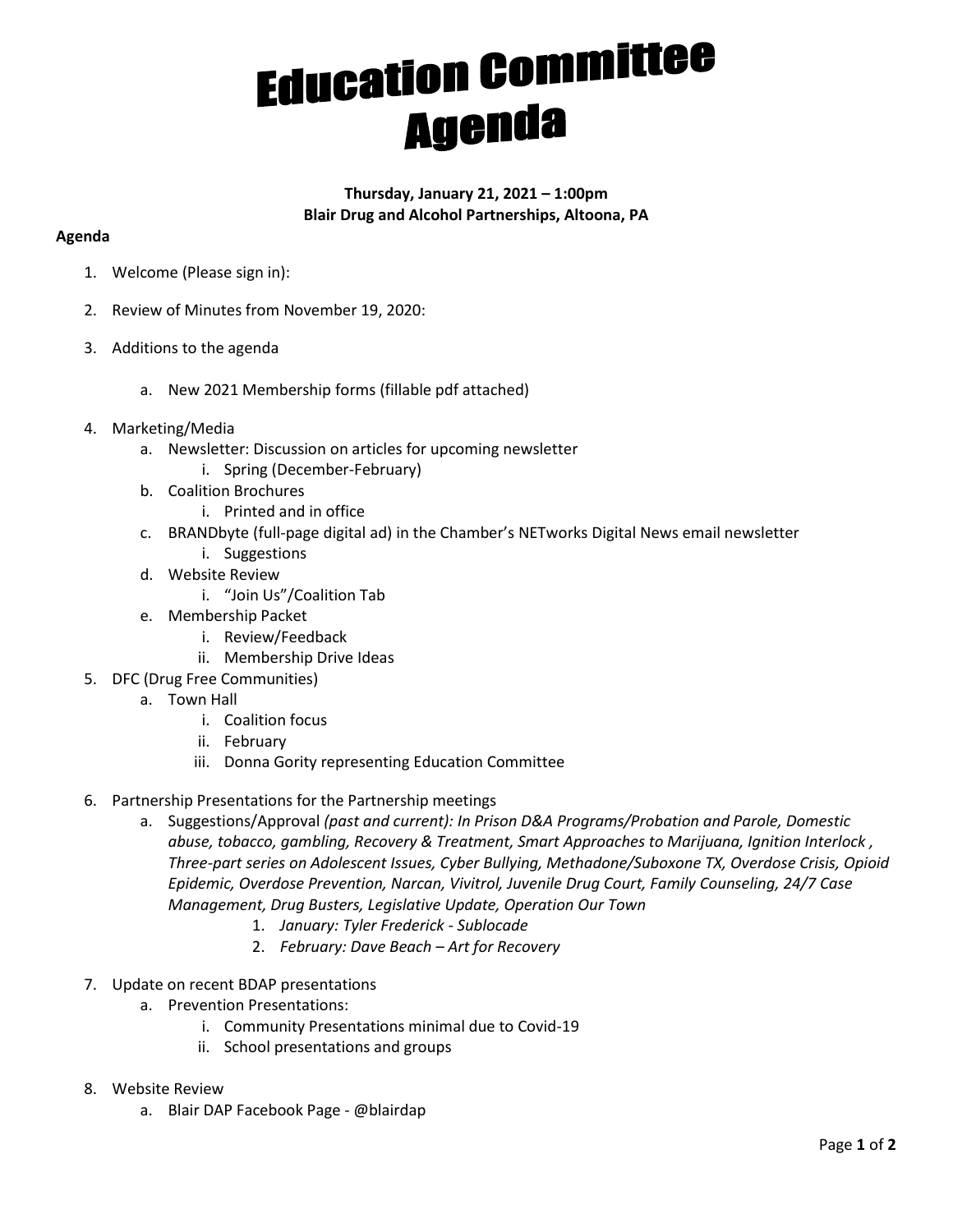# Education Committee Agenda

**Thursday, January 21, 2021 – 1:00pm**
**Blair Drug and Alcohol Partnerships, Altoona, PA**

**Agenda**

1. Welcome (Please sign in):
2. Review of Minutes from November 19, 2020:
3. Additions to the agenda
   a. New 2021 Membership forms (fillable pdf attached)
4. Marketing/Media
   a. Newsletter: Discussion on articles for upcoming newsletter
      i. Spring (December-February)
   b. Coalition Brochures
      i. Printed and in office
   c. BRANDbyte (full-page digital ad) in the Chamber's NETworks Digital News email newsletter
      i. Suggestions
   d. Website Review
      i. "Join Us"/Coalition Tab
   e. Membership Packet
      i. Review/Feedback
      ii. Membership Drive Ideas
5. DFC (Drug Free Communities)
   a. Town Hall
      i. Coalition focus
      ii. February
      iii. Donna Gority representing Education Committee
6. Partnership Presentations for the Partnership meetings
   a. Suggestions/Approval *(past and current): In Prison D&A Programs/Probation and Parole, Domestic abuse, tobacco, gambling, Recovery & Treatment, Smart Approaches to Marijuana, Ignition Interlock , Three-part series on Adolescent Issues, Cyber Bullying, Methadone/Suboxone TX, Overdose Crisis, Opioid Epidemic, Overdose Prevention, Narcan, Vivitrol, Juvenile Drug Court, Family Counseling, 24/7 Case Management, Drug Busters, Legislative Update, Operation Our Town*
      1. *January: Tyler Frederick - Sublocade*
      2. *February: Dave Beach – Art for Recovery*
7. Update on recent BDAP presentations
   a. Prevention Presentations:
      i. Community Presentations minimal due to Covid-19
      ii. School presentations and groups
8. Website Review
   a. Blair DAP Facebook Page - @blairdap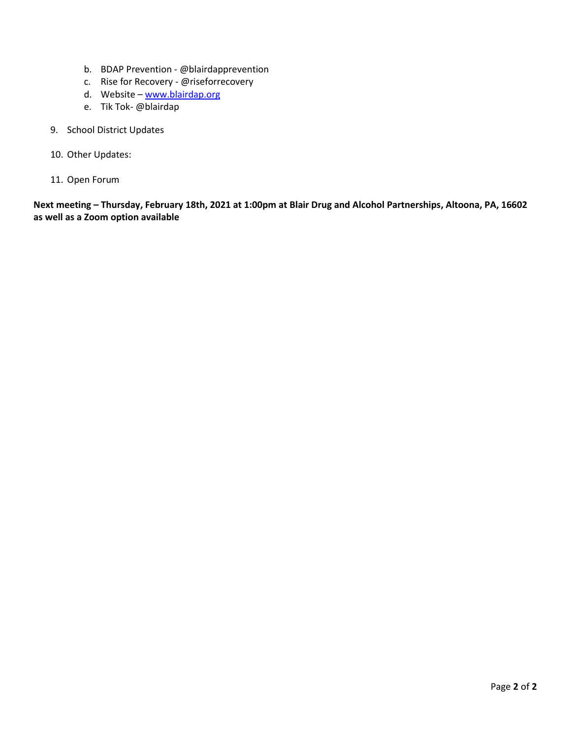b. BDAP Prevention - @blairdapprevention
   c. Rise for Recovery - @riseforrecovery
   d. Website – [www.blairdap.org](http://www.blairdap.org)
   e. Tik Tok- @blairdap

9. School District Updates

10. Other Updates:

11. Open Forum

**Next meeting – Thursday, February 18th, 2021 at 1:00pm at Blair Drug and Alcohol Partnerships, Altoona, PA, 16602 as well as a Zoom option available**